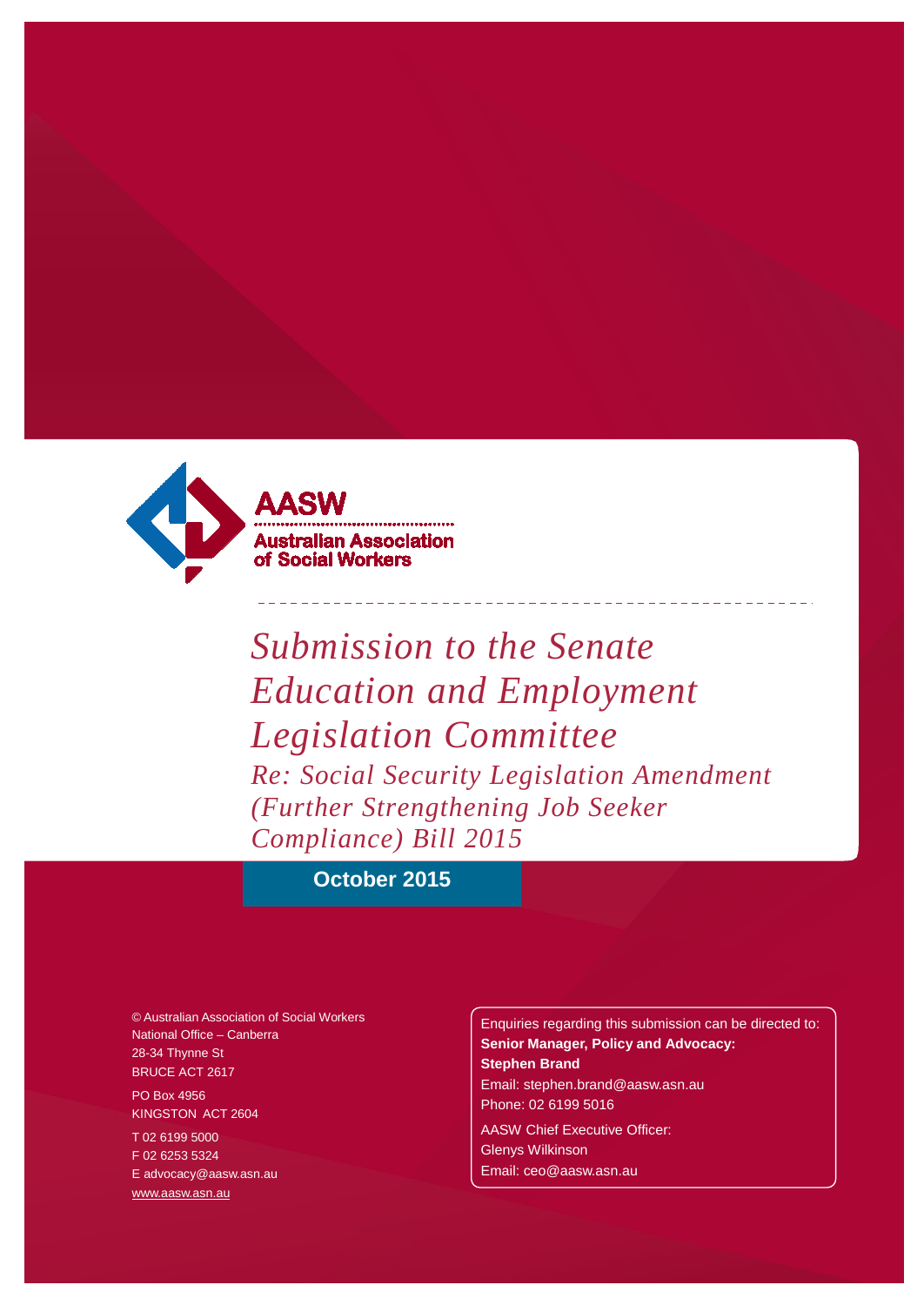AASW

Australian Association of Social Workers

# *Submission to the Senate Education and Employment Legislation Committee*

## *Re: Social Security Legislation Amendment (Further Strengthening Job Seeker Compliance) Bill 2015*

**October 2015**

© Australian Association of Social Workers
National Office – Canberra
28-34 Thynne St
BRUCE ACT 2617

PO Box 4956
KINGSTON ACT 2604

T 02 6199 5000
F 02 6253 5324
E advocacy@aasw.asn.au
www.aasw.asn.au

Enquiries regarding this submission can be directed to:
**Senior Manager, Policy and Advocacy:**
**Stephen Brand**
Email: stephen.brand@aasw.asn.au
Phone: 02 6199 5016

AASW Chief Executive Officer:
Glenys Wilkinson
Email: ceo@aasw.asn.au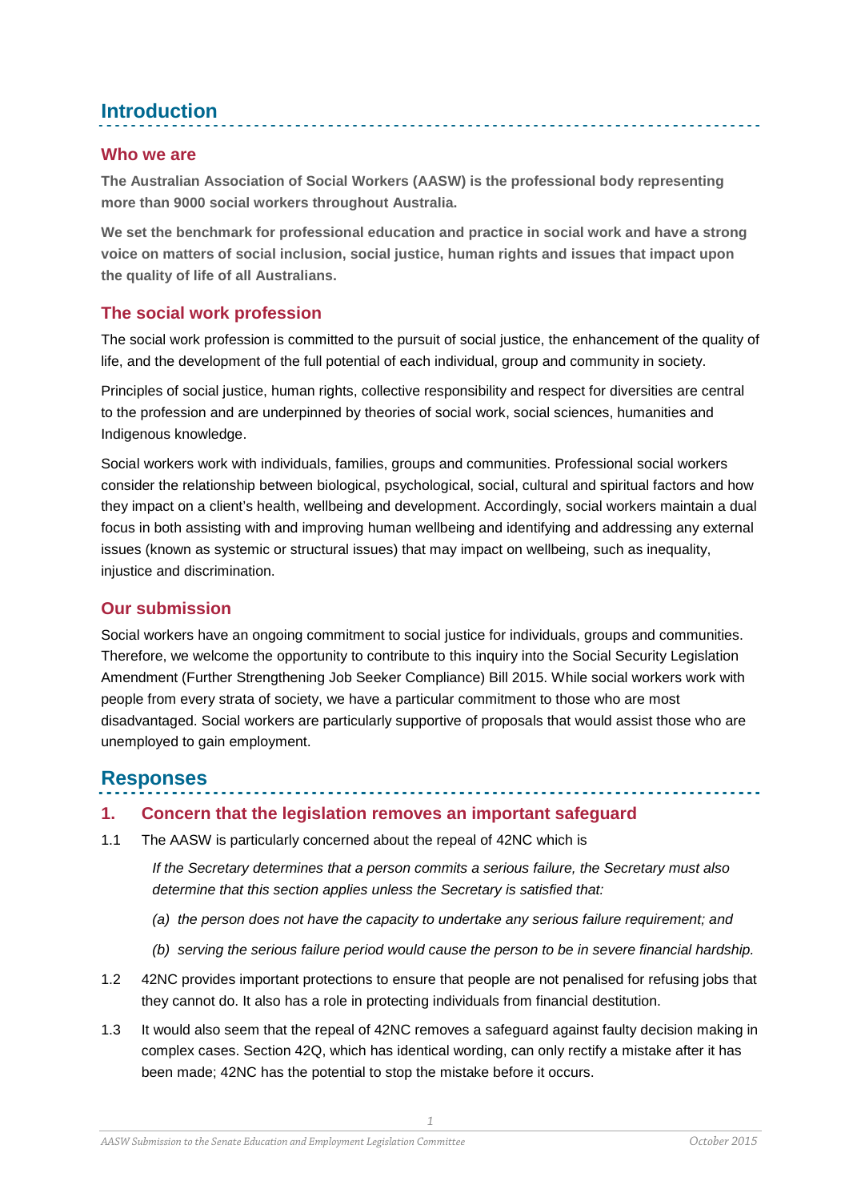# Introduction

## Who we are

**The Australian Association of Social Workers (AASW) is the professional body representing more than 9000 social workers throughout Australia.**

**We set the benchmark for professional education and practice in social work and have a strong voice on matters of social inclusion, social justice, human rights and issues that impact upon the quality of life of all Australians.**

## The social work profession

The social work profession is committed to the pursuit of social justice, the enhancement of the quality of life, and the development of the full potential of each individual, group and community in society.

Principles of social justice, human rights, collective responsibility and respect for diversities are central to the profession and are underpinned by theories of social work, social sciences, humanities and Indigenous knowledge.

Social workers work with individuals, families, groups and communities. Professional social workers consider the relationship between biological, psychological, social, cultural and spiritual factors and how they impact on a client's health, wellbeing and development. Accordingly, social workers maintain a dual focus in both assisting with and improving human wellbeing and identifying and addressing any external issues (known as systemic or structural issues) that may impact on wellbeing, such as inequality, injustice and discrimination.

## Our submission

Social workers have an ongoing commitment to social justice for individuals, groups and communities. Therefore, we welcome the opportunity to contribute to this inquiry into the Social Security Legislation Amendment (Further Strengthening Job Seeker Compliance) Bill 2015. While social workers work with people from every strata of society, we have a particular commitment to those who are most disadvantaged. Social workers are particularly supportive of proposals that would assist those who are unemployed to gain employment.

# Responses

## 1. Concern that the legislation removes an important safeguard

1.1 The AASW is particularly concerned about the repeal of 42NC which is

> *If the Secretary determines that a person commits a serious failure, the Secretary must also determine that this section applies unless the Secretary is satisfied that:*
>
> *(a) the person does not have the capacity to undertake any serious failure requirement; and*
>
> *(b) serving the serious failure period would cause the person to be in severe financial hardship.*

1.2 42NC provides important protections to ensure that people are not penalised for refusing jobs that they cannot do. It also has a role in protecting individuals from financial destitution.

1.3 It would also seem that the repeal of 42NC removes a safeguard against faulty decision making in complex cases. Section 42Q, which has identical wording, can only rectify a mistake after it has been made; 42NC has the potential to stop the mistake before it occurs.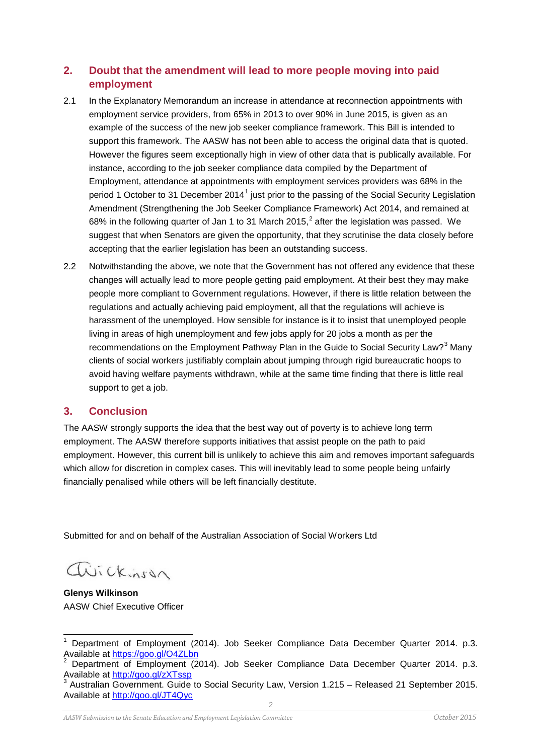## 2. Doubt that the amendment will lead to more people moving into paid employment

2.1 In the Explanatory Memorandum an increase in attendance at reconnection appointments with employment service providers, from 65% in 2013 to over 90% in June 2015, is given as an example of the success of the new job seeker compliance framework. This Bill is intended to support this framework. The AASW has not been able to access the original data that is quoted. However the figures seem exceptionally high in view of other data that is publically available. For instance, according to the job seeker compliance data compiled by the Department of Employment, attendance at appointments with employment services providers was 68% in the period 1 October to 31 December 2014[1] just prior to the passing of the Social Security Legislation Amendment (Strengthening the Job Seeker Compliance Framework) Act 2014, and remained at 68% in the following quarter of Jan 1 to 31 March 2015,[2] after the legislation was passed. We suggest that when Senators are given the opportunity, that they scrutinise the data closely before accepting that the earlier legislation has been an outstanding success.

2.2 Notwithstanding the above, we note that the Government has not offered any evidence that these changes will actually lead to more people getting paid employment. At their best they may make people more compliant to Government regulations. However, if there is little relation between the regulations and actually achieving paid employment, all that the regulations will achieve is harassment of the unemployed. How sensible for instance is it to insist that unemployed people living in areas of high unemployment and few jobs apply for 20 jobs a month as per the recommendations on the Employment Pathway Plan in the Guide to Social Security Law?[3] Many clients of social workers justifiably complain about jumping through rigid bureaucratic hoops to avoid having welfare payments withdrawn, while at the same time finding that there is little real support to get a job.

## 3. Conclusion

The AASW strongly supports the idea that the best way out of poverty is to achieve long term employment. The AASW therefore supports initiatives that assist people on the path to paid employment. However, this current bill is unlikely to achieve this aim and removes important safeguards which allow for discretion in complex cases. This will inevitably lead to some people being unfairly financially penalised while others will be left financially destitute.

Submitted for and on behalf of the Australian Association of Social Workers Ltd

Wickinson

**Glenys Wilkinson**
AASW Chief Executive Officer

---

[1] Department of Employment (2014). Job Seeker Compliance Data December Quarter 2014. p.3. Available at https://goo.gl/O4ZLbn

[2] Department of Employment (2014). Job Seeker Compliance Data December Quarter 2014. p.3. Available at http://goo.gl/zXTssp

[3] Australian Government. Guide to Social Security Law, Version 1.215 – Released 21 September 2015. Available at http://goo.gl/JT4Qyc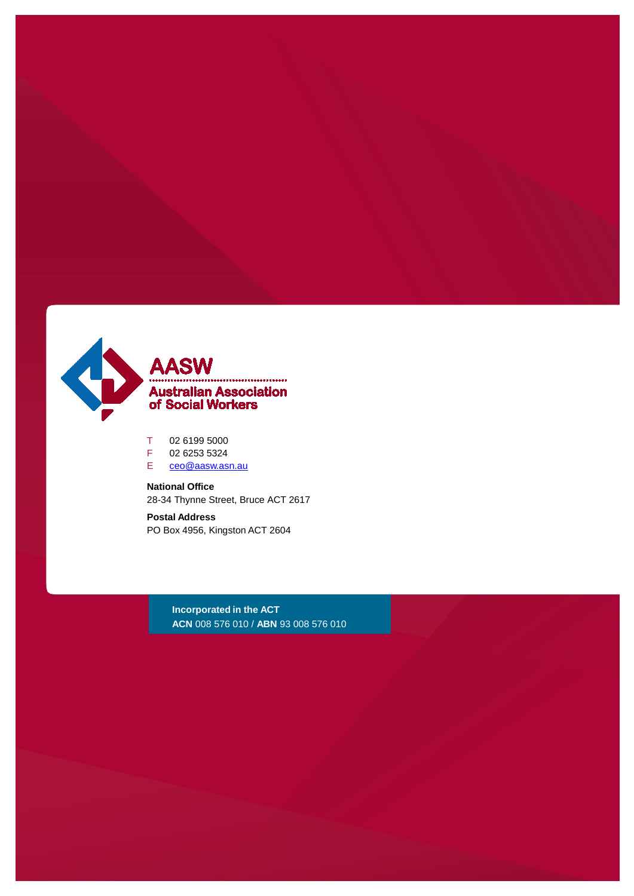**AASW**

**Australian Association of Social Workers**

T 02 6199 5000
F 02 6253 5324
E ceo@aasw.asn.au

**National Office**
28-34 Thynne Street, Bruce ACT 2617

**Postal Address**
PO Box 4956, Kingston ACT 2604

**Incorporated in the ACT**
**ACN** 008 576 010 / **ABN** 93 008 576 010